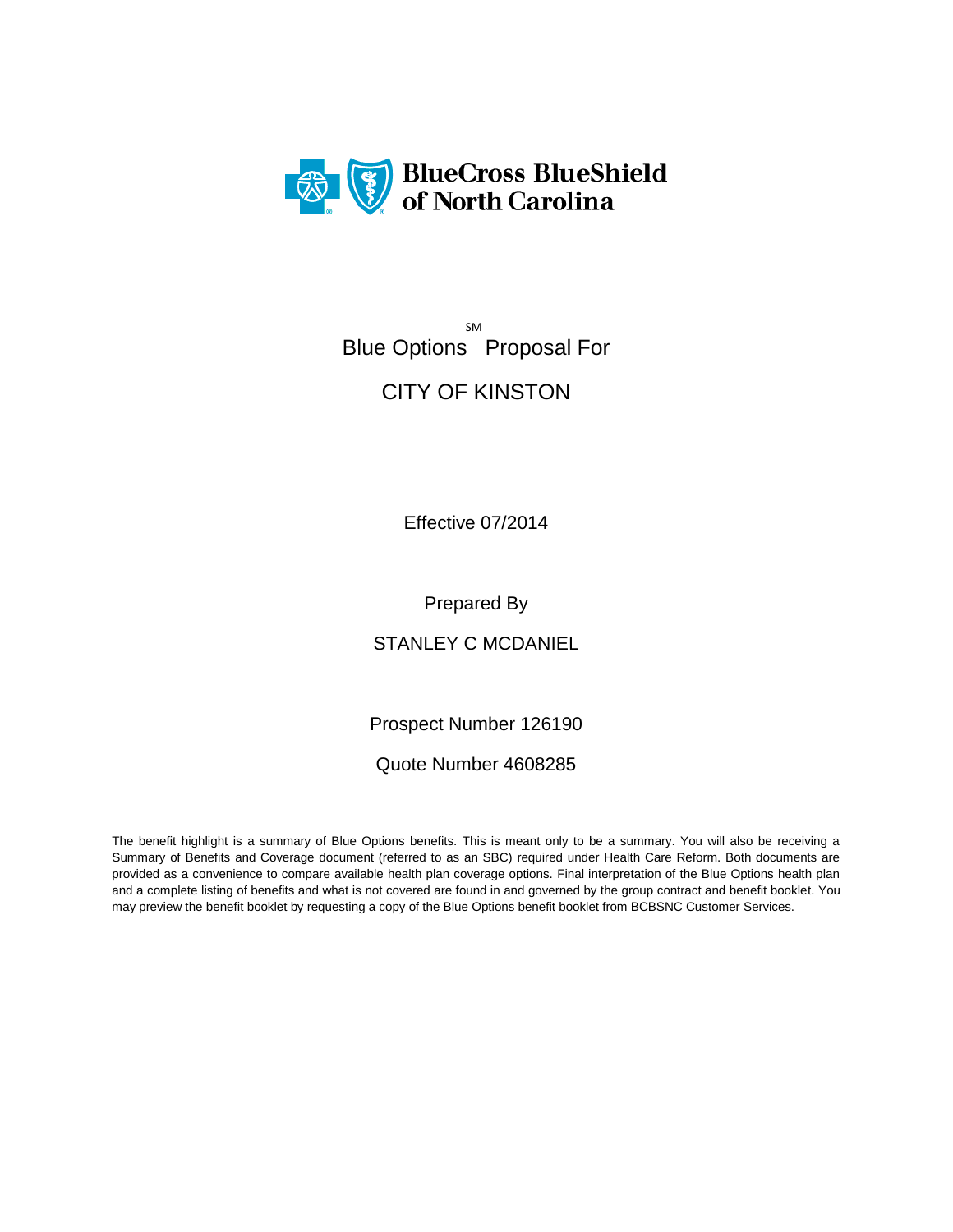BlueCross BlueShield of North Carolina

# Blue Options[SM] Proposal For

# CITY OF KINSTON

Effective 07/2014

Prepared By

STANLEY C MCDANIEL

Prospect Number 126190

Quote Number 4608285

The benefit highlight is a summary of Blue Options benefits. This is meant only to be a summary. You will also be receiving a Summary of Benefits and Coverage document (referred to as an SBC) required under Health Care Reform. Both documents are provided as a convenience to compare available health plan coverage options. Final interpretation of the Blue Options health plan and a complete listing of benefits and what is not covered are found in and governed by the group contract and benefit booklet. You may preview the benefit booklet by requesting a copy of the Blue Options benefit booklet from BCBSNC Customer Services.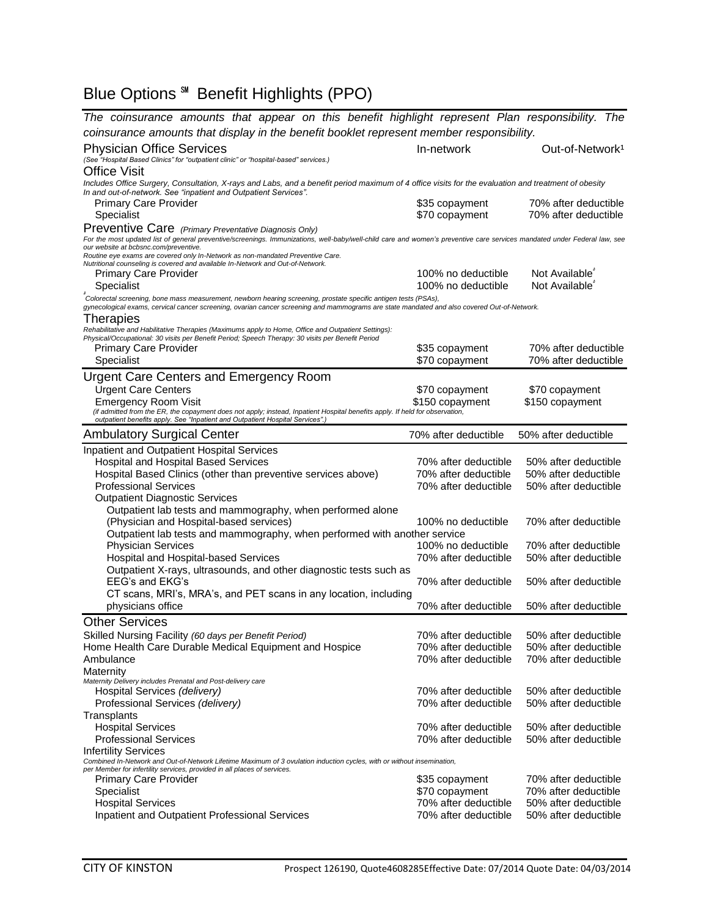# Blue Options ℠ Benefit Highlights (PPO)

*The coinsurance amounts that appear on this benefit highlight represent Plan responsibility. The coinsurance amounts that display in the benefit booklet represent member responsibility.*

| Physician Office Services | In-network | Out-of-Network[1] |
|---|---|---|
| *(See "Hospital Based Clinics" for "outpatient clinic" or "hospital-based" services.)* | | |
| **Office Visit** | | |
| *Includes Office Surgery, Consultation, X-rays and Labs, and a benefit period maximum of 4 office visits for the evaluation and treatment of obesity In and out-of-network. See "inpatient and Outpatient Services".* | | |
| Primary Care Provider | $35 copayment | 70% after deductible |
| Specialist | $70 copayment | 70% after deductible |
| **Preventive Care** *(Primary Preventative Diagnosis Only)* | | |
| *For the most updated list of general preventive/screenings. Immunizations, well-baby/well-child care and women's preventive care services mandated under Federal law, see our website at bcbsnc.com/preventive.* *Routine eye exams are covered only In-Network as non-mandated Preventive Care.* *Nutritional counseling is covered and available In-Network and Out-of-Network.* | | |
| Primary Care Provider | 100% no deductible | Not Available[2] |
| Specialist | 100% no deductible | Not Available[2] |
| [2] *Colorectal screening, bone mass measurement, newborn hearing screening, prostate specific antigen tests (PSAs), gynecological exams, cervical cancer screening, ovarian cancer screening and mammograms are state mandated and also covered Out-of-Network.* | | |
| **Therapies** | | |
| *Rehabilitative and Habilitative Therapies (Maximums apply to Home, Office and Outpatient Settings):* *Physical/Occupational: 30 visits per Benefit Period; Speech Therapy: 30 visits per Benefit Period* | | |
| Primary Care Provider | $35 copayment | 70% after deductible |
| Specialist | $70 copayment | 70% after deductible |

| Urgent Care Centers and Emergency Room | | |
|---|---|---|
| Urgent Care Centers | $70 copayment | $70 copayment |
| Emergency Room Visit | $150 copayment | $150 copayment |
| *(if admitted from the ER, the copayment does not apply; instead, Inpatient Hospital benefits apply. If held for observation, outpatient benefits apply. See "Inpatient and Outpatient Hospital Services".)* | | |

| Ambulatory Surgical Center | 70% after deductible | 50% after deductible |
|---|---|---|

| Inpatient and Outpatient Hospital Services | | |
|---|---|---|
| Hospital and Hospital Based Services | 70% after deductible | 50% after deductible |
| Hospital Based Clinics (other than preventive services above) | 70% after deductible | 50% after deductible |
| Professional Services | 70% after deductible | 50% after deductible |
| Outpatient Diagnostic Services | | |
| Outpatient lab tests and mammography, when performed alone (Physician and Hospital-based services) | 100% no deductible | 70% after deductible |
| Outpatient lab tests and mammography, when performed with another service | | |
| Physician Services | 100% no deductible | 70% after deductible |
| Hospital and Hospital-based Services | 70% after deductible | 50% after deductible |
| Outpatient X-rays, ultrasounds, and other diagnostic tests such as EEG's and EKG's | 70% after deductible | 50% after deductible |
| CT scans, MRI's, MRA's, and PET scans in any location, including physicians office | 70% after deductible | 50% after deductible |

| Other Services | | |
|---|---|---|
| Skilled Nursing Facility *(60 days per Benefit Period)* | 70% after deductible | 50% after deductible |
| Home Health Care Durable Medical Equipment and Hospice | 70% after deductible | 50% after deductible |
| Ambulance | 70% after deductible | 70% after deductible |
| Maternity | | |
| *Maternity Delivery includes Prenatal and Post-delivery care* | | |
| Hospital Services *(delivery)* | 70% after deductible | 50% after deductible |
| Professional Services *(delivery)* | 70% after deductible | 50% after deductible |
| Transplants | | |
| Hospital Services | 70% after deductible | 50% after deductible |
| Professional Services | 70% after deductible | 50% after deductible |
| Infertility Services | | |
| *Combined In-Network and Out-of-Network Lifetime Maximum of 3 ovulation induction cycles, with or without insemination, per Member for infertility services, provided in all places of services.* | | |
| Primary Care Provider | $35 copayment | 70% after deductible |
| Specialist | $70 copayment | 70% after deductible |
| Hospital Services | 70% after deductible | 50% after deductible |
| Inpatient and Outpatient Professional Services | 70% after deductible | 50% after deductible |

CITY OF KINSTON Prospect 126190, Quote4608285Effective Date: 07/2014 Quote Date: 04/03/2014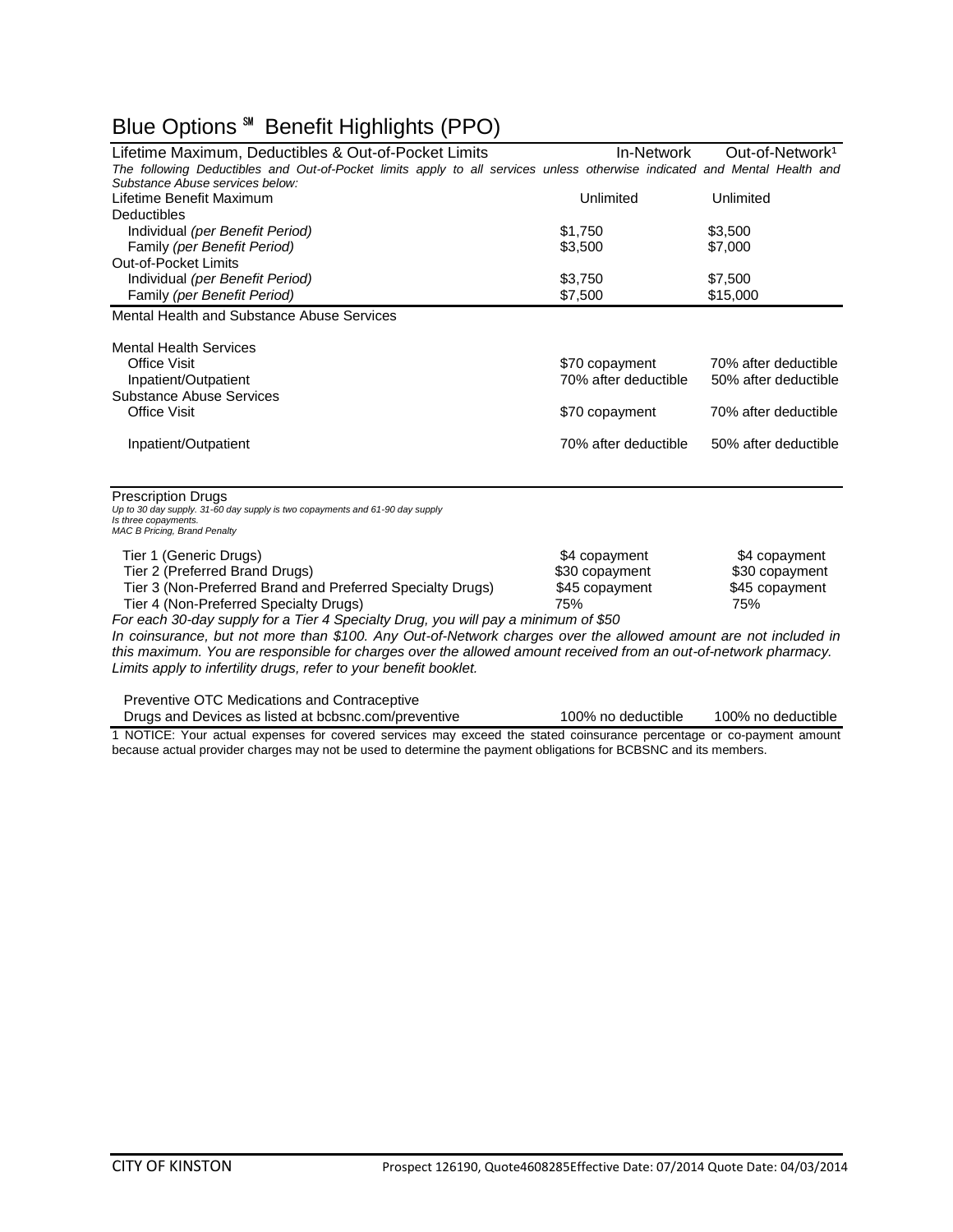# Blue Options ℠ Benefit Highlights (PPO)

| Lifetime Maximum, Deductibles & Out-of-Pocket Limits | In-Network | Out-of-Network[1] |
|---|---|---|
| *The following Deductibles and Out-of-Pocket limits apply to all services unless otherwise indicated and Mental Health and Substance Abuse services below:* | | |
| Lifetime Benefit Maximum | Unlimited | Unlimited |
| Deductibles | | |
| Individual *(per Benefit Period)* | $1,750 | $3,500 |
| Family *(per Benefit Period)* | $3,500 | $7,000 |
| Out-of-Pocket Limits | | |
| Individual *(per Benefit Period)* | $3,750 | $7,500 |
| Family *(per Benefit Period)* | $7,500 | $15,000 |

| Mental Health and Substance Abuse Services | | |
|---|---|---|
| Mental Health Services | | |
| Office Visit | $70 copayment | 70% after deductible |
| Inpatient/Outpatient | 70% after deductible | 50% after deductible |
| Substance Abuse Services | | |
| Office Visit | $70 copayment | 70% after deductible |
| Inpatient/Outpatient | 70% after deductible | 50% after deductible |

| Prescription Drugs *Up to 30 day supply. 31-60 day supply is two copayments and 61-90 day supply Is three copayments. MAC B Pricing, Brand Penalty* | | |
|---|---|---|
| Tier 1 (Generic Drugs) | $4 copayment | $4 copayment |
| Tier 2 (Preferred Brand Drugs) | $30 copayment | $30 copayment |
| Tier 3 (Non-Preferred Brand and Preferred Specialty Drugs) | $45 copayment | $45 copayment |
| Tier 4 (Non-Preferred Specialty Drugs) | 75% | 75% |

*For each 30-day supply for a Tier 4 Specialty Drug, you will pay a minimum of $50 In coinsurance, but not more than $100. Any Out-of-Network charges over the allowed amount are not included in this maximum. You are responsible for charges over the allowed amount received from an out-of-network pharmacy. Limits apply to infertility drugs, refer to your benefit booklet.*

| | | |
|---|---|---|
| Preventive OTC Medications and Contraceptive Drugs and Devices as listed at bcbsnc.com/preventive | 100% no deductible | 100% no deductible |

1 NOTICE: Your actual expenses for covered services may exceed the stated coinsurance percentage or co-payment amount because actual provider charges may not be used to determine the payment obligations for BCBSNC and its members.

CITY OF KINSTON — Prospect 126190, Quote4608285Effective Date: 07/2014 Quote Date: 04/03/2014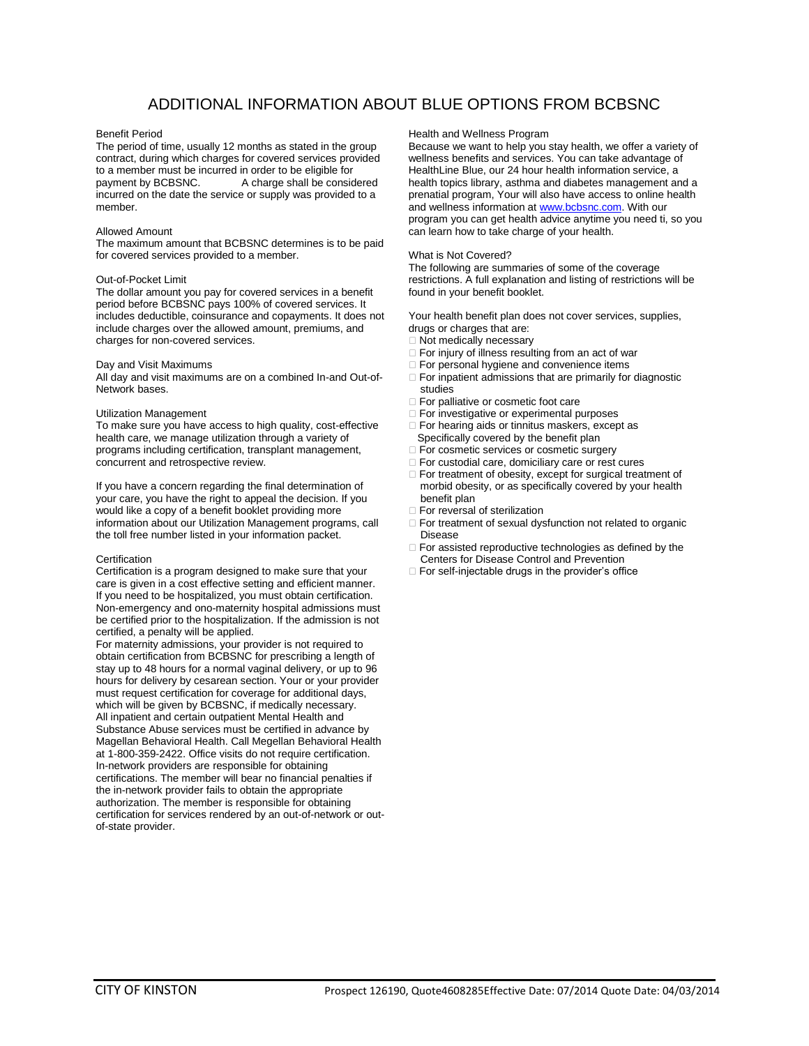# ADDITIONAL INFORMATION ABOUT BLUE OPTIONS FROM BCBSNC

### Benefit Period

The period of time, usually 12 months as stated in the group contract, during which charges for covered services provided to a member must be incurred in order to be eligible for payment by BCBSNC. A charge shall be considered incurred on the date the service or supply was provided to a member.

### Allowed Amount

The maximum amount that BCBSNC determines is to be paid for covered services provided to a member.

### Out-of-Pocket Limit

The dollar amount you pay for covered services in a benefit period before BCBSNC pays 100% of covered services. It includes deductible, coinsurance and copayments. It does not include charges over the allowed amount, premiums, and charges for non-covered services.

### Day and Visit Maximums

All day and visit maximums are on a combined In-and Out-of-Network bases.

### Utilization Management

To make sure you have access to high quality, cost-effective health care, we manage utilization through a variety of programs including certification, transplant management, concurrent and retrospective review.

If you have a concern regarding the final determination of your care, you have the right to appeal the decision. If you would like a copy of a benefit booklet providing more information about our Utilization Management programs, call the toll free number listed in your information packet.

### Certification

Certification is a program designed to make sure that your care is given in a cost effective setting and efficient manner. If you need to be hospitalized, you must obtain certification. Non-emergency and ono-maternity hospital admissions must be certified prior to the hospitalization. If the admission is not certified, a penalty will be applied.

For maternity admissions, your provider is not required to obtain certification from BCBSNC for prescribing a length of stay up to 48 hours for a normal vaginal delivery, or up to 96 hours for delivery by cesarean section. Your or your provider must request certification for coverage for additional days, which will be given by BCBSNC, if medically necessary.

All inpatient and certain outpatient Mental Health and Substance Abuse services must be certified in advance by Magellan Behavioral Health. Call Megellan Behavioral Health at 1-800-359-2422. Office visits do not require certification.

In-network providers are responsible for obtaining certifications. The member will bear no financial penalties if the in-network provider fails to obtain the appropriate authorization. The member is responsible for obtaining certification for services rendered by an out-of-network or out-of-state provider.

### Health and Wellness Program

Because we want to help you stay health, we offer a variety of wellness benefits and services. You can take advantage of HealthLine Blue, our 24 hour health information service, a health topics library, asthma and diabetes management and a prenatial program, Your will also have access to online health and wellness information at www.bcbsnc.com. With our program you can get health advice anytime you need ti, so you can learn how to take charge of your health.

### What is Not Covered?

The following are summaries of some of the coverage restrictions. A full explanation and listing of restrictions will be found in your benefit booklet.

Your health benefit plan does not cover services, supplies, drugs or charges that are:

- Not medically necessary
- For injury of illness resulting from an act of war
- For personal hygiene and convenience items
- For inpatient admissions that are primarily for diagnostic studies
- For palliative or cosmetic foot care
- For investigative or experimental purposes
- For hearing aids or tinnitus maskers, except as Specifically covered by the benefit plan
- For cosmetic services or cosmetic surgery
- For custodial care, domiciliary care or rest cures
- For treatment of obesity, except for surgical treatment of morbid obesity, or as specifically covered by your health benefit plan
- For reversal of sterilization
- For treatment of sexual dysfunction not related to organic Disease
- For assisted reproductive technologies as defined by the Centers for Disease Control and Prevention
- For self-injectable drugs in the provider's office